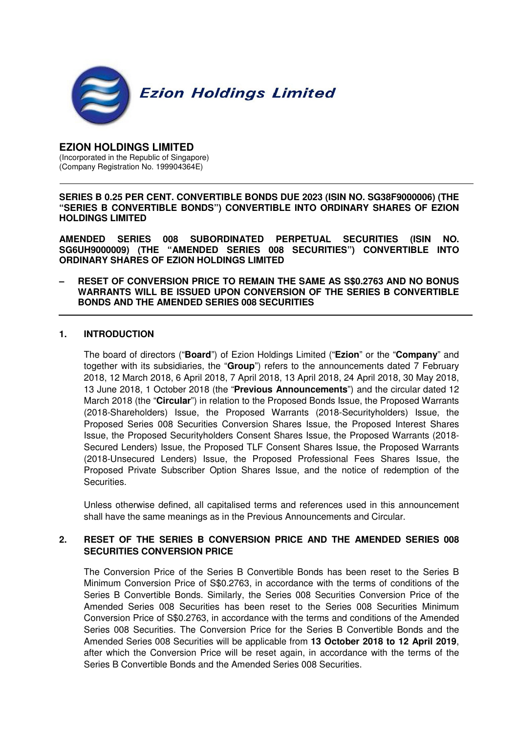Ezion Holdings Limited

# EZION HOLDINGS LIMITED

(Incorporated in the Republic of Singapore)
(Company Registration No. 199904364E)

---

**SERIES B 0.25 PER CENT. CONVERTIBLE BONDS DUE 2023 (ISIN NO. SG38F9000006) (THE "SERIES B CONVERTIBLE BONDS") CONVERTIBLE INTO ORDINARY SHARES OF EZION HOLDINGS LIMITED**

**AMENDED SERIES 008 SUBORDINATED PERPETUAL SECURITIES (ISIN NO. SG6UH9000009) (THE "AMENDED SERIES 008 SECURITIES") CONVERTIBLE INTO ORDINARY SHARES OF EZION HOLDINGS LIMITED**

**– RESET OF CONVERSION PRICE TO REMAIN THE SAME AS S$0.2763 AND NO BONUS WARRANTS WILL BE ISSUED UPON CONVERSION OF THE SERIES B CONVERTIBLE BONDS AND THE AMENDED SERIES 008 SECURITIES**

---

## 1. INTRODUCTION

The board of directors ("**Board**") of Ezion Holdings Limited ("**Ezion**" or the "**Company**" and together with its subsidiaries, the "**Group**") refers to the announcements dated 7 February 2018, 12 March 2018, 6 April 2018, 7 April 2018, 13 April 2018, 24 April 2018, 30 May 2018, 13 June 2018, 1 October 2018 (the "**Previous Announcements**") and the circular dated 12 March 2018 (the "**Circular**") in relation to the Proposed Bonds Issue, the Proposed Warrants (2018-Shareholders) Issue, the Proposed Warrants (2018-Securityholders) Issue, the Proposed Series 008 Securities Conversion Shares Issue, the Proposed Interest Shares Issue, the Proposed Securityholders Consent Shares Issue, the Proposed Warrants (2018-Secured Lenders) Issue, the Proposed TLF Consent Shares Issue, the Proposed Warrants (2018-Unsecured Lenders) Issue, the Proposed Professional Fees Shares Issue, the Proposed Private Subscriber Option Shares Issue, and the notice of redemption of the Securities.

Unless otherwise defined, all capitalised terms and references used in this announcement shall have the same meanings as in the Previous Announcements and Circular.

## 2. RESET OF THE SERIES B CONVERSION PRICE AND THE AMENDED SERIES 008 SECURITIES CONVERSION PRICE

The Conversion Price of the Series B Convertible Bonds has been reset to the Series B Minimum Conversion Price of S$0.2763, in accordance with the terms of conditions of the Series B Convertible Bonds. Similarly, the Series 008 Securities Conversion Price of the Amended Series 008 Securities has been reset to the Series 008 Securities Minimum Conversion Price of S$0.2763, in accordance with the terms and conditions of the Amended Series 008 Securities. The Conversion Price for the Series B Convertible Bonds and the Amended Series 008 Securities will be applicable from **13 October 2018 to 12 April 2019**, after which the Conversion Price will be reset again, in accordance with the terms of the Series B Convertible Bonds and the Amended Series 008 Securities.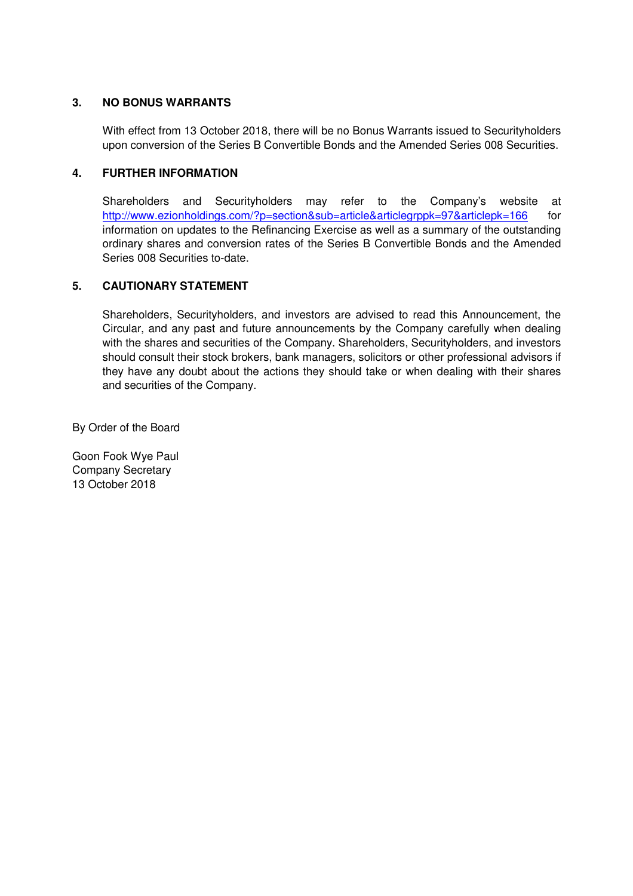## 3. NO BONUS WARRANTS

With effect from 13 October 2018, there will be no Bonus Warrants issued to Securityholders upon conversion of the Series B Convertible Bonds and the Amended Series 008 Securities.

## 4. FURTHER INFORMATION

Shareholders and Securityholders may refer to the Company's website at http://www.ezionholdings.com/?p=section&sub=article&articlegrppk=97&articlepk=166 for information on updates to the Refinancing Exercise as well as a summary of the outstanding ordinary shares and conversion rates of the Series B Convertible Bonds and the Amended Series 008 Securities to-date.

## 5. CAUTIONARY STATEMENT

Shareholders, Securityholders, and investors are advised to read this Announcement, the Circular, and any past and future announcements by the Company carefully when dealing with the shares and securities of the Company. Shareholders, Securityholders, and investors should consult their stock brokers, bank managers, solicitors or other professional advisors if they have any doubt about the actions they should take or when dealing with their shares and securities of the Company.

By Order of the Board

Goon Fook Wye Paul
Company Secretary
13 October 2018